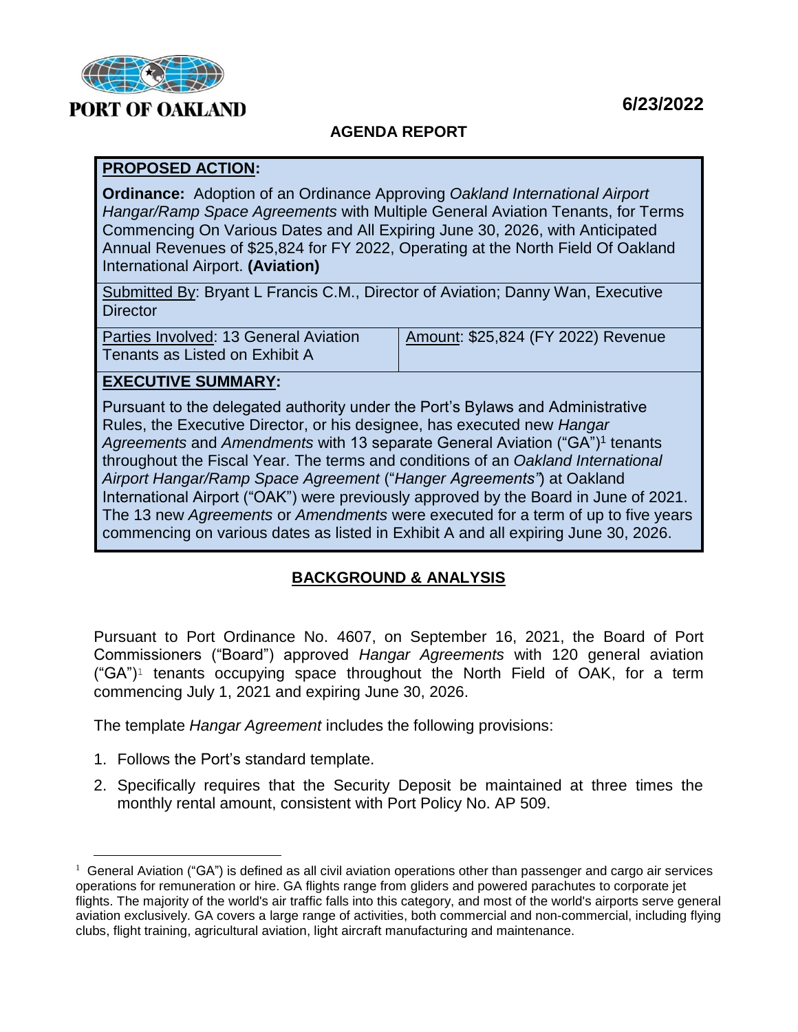PORT OF OAKLAND

6/23/2022

## AGENDA REPORT

**PROPOSED ACTION:**

**Ordinance:** Adoption of an Ordinance Approving *Oakland International Airport Hangar/Ramp Space Agreements* with Multiple General Aviation Tenants, for Terms Commencing On Various Dates and All Expiring June 30, 2026, with Anticipated Annual Revenues of $25,824 for FY 2022, Operating at the North Field Of Oakland International Airport. **(Aviation)**

Submitted By: Bryant L Francis C.M., Director of Aviation; Danny Wan, Executive Director

| Parties Involved: 13 General Aviation Tenants as Listed on Exhibit A | Amount: $25,824 (FY 2022) Revenue |
|---|---|

**EXECUTIVE SUMMARY:**

Pursuant to the delegated authority under the Port's Bylaws and Administrative Rules, the Executive Director, or his designee, has executed new *Hangar Agreements* and *Amendments* with 13 separate General Aviation ("GA")[1] tenants throughout the Fiscal Year. The terms and conditions of an *Oakland International Airport Hangar/Ramp Space Agreement* ("*Hanger Agreements"*) at Oakland International Airport ("OAK") were previously approved by the Board in June of 2021. The 13 new *Agreements* or *Amendments* were executed for a term of up to five years commencing on various dates as listed in Exhibit A and all expiring June 30, 2026.

## BACKGROUND & ANALYSIS

Pursuant to Port Ordinance No. 4607, on September 16, 2021, the Board of Port Commissioners ("Board") approved *Hangar Agreements* with 120 general aviation ("GA")[1] tenants occupying space throughout the North Field of OAK, for a term commencing July 1, 2021 and expiring June 30, 2026.

The template *Hangar Agreement* includes the following provisions:

1. Follows the Port's standard template.
2. Specifically requires that the Security Deposit be maintained at three times the monthly rental amount, consistent with Port Policy No. AP 509.

[1] General Aviation ("GA") is defined as all civil aviation operations other than passenger and cargo air services operations for remuneration or hire. GA flights range from gliders and powered parachutes to corporate jet flights. The majority of the world's air traffic falls into this category, and most of the world's airports serve general aviation exclusively. GA covers a large range of activities, both commercial and non-commercial, including flying clubs, flight training, agricultural aviation, light aircraft manufacturing and maintenance.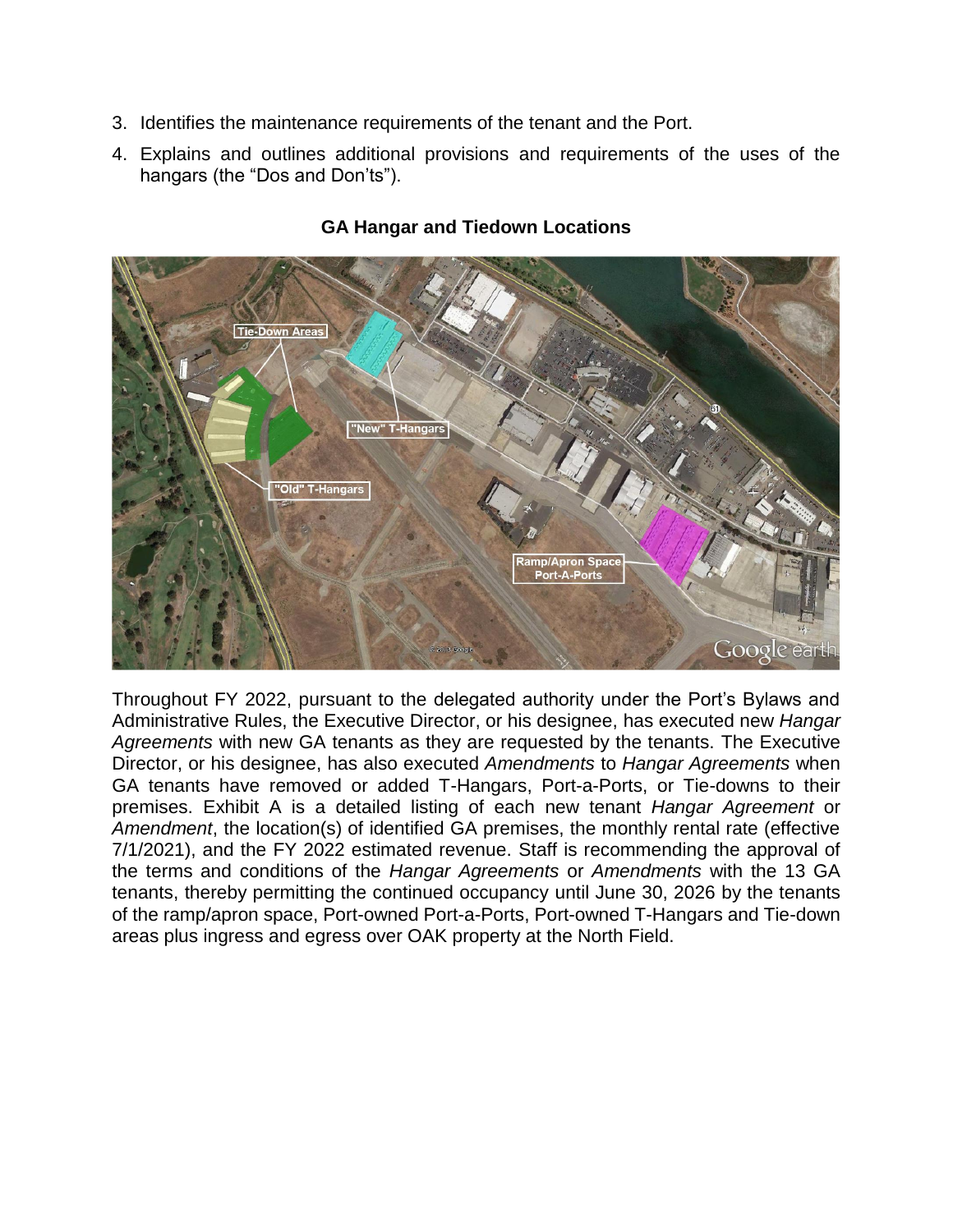3. Identifies the maintenance requirements of the tenant and the Port.
4. Explains and outlines additional provisions and requirements of the uses of the hangars (the "Dos and Don'ts").

**GA Hangar and Tiedown Locations**

Throughout FY 2022, pursuant to the delegated authority under the Port's Bylaws and Administrative Rules, the Executive Director, or his designee, has executed new *Hangar Agreements* with new GA tenants as they are requested by the tenants. The Executive Director, or his designee, has also executed *Amendments* to *Hangar Agreements* when GA tenants have removed or added T-Hangars, Port-a-Ports, or Tie-downs to their premises. Exhibit A is a detailed listing of each new tenant *Hangar Agreement* or *Amendment*, the location(s) of identified GA premises, the monthly rental rate (effective 7/1/2021), and the FY 2022 estimated revenue. Staff is recommending the approval of the terms and conditions of the *Hangar Agreements* or *Amendments* with the 13 GA tenants, thereby permitting the continued occupancy until June 30, 2026 by the tenants of the ramp/apron space, Port-owned Port-a-Ports, Port-owned T-Hangars and Tie-down areas plus ingress and egress over OAK property at the North Field.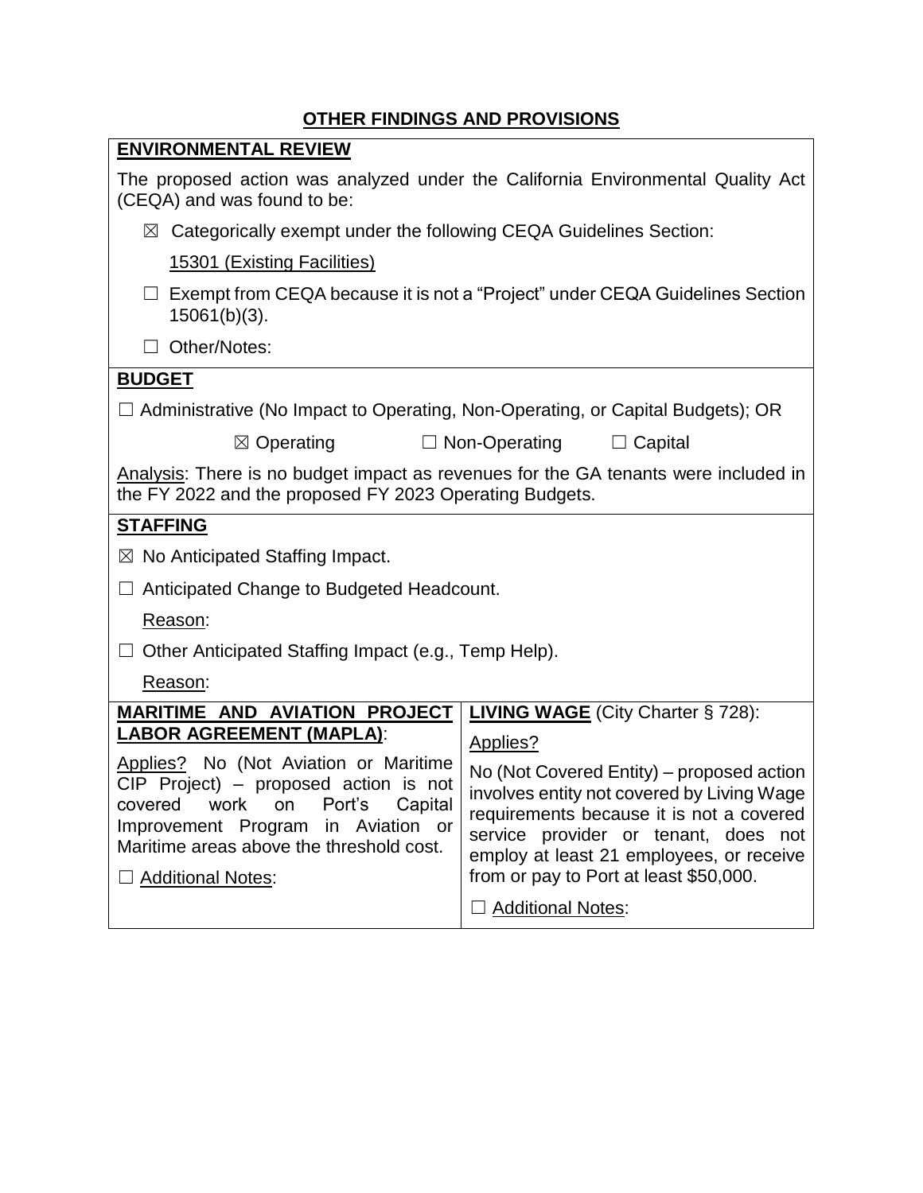## OTHER FINDINGS AND PROVISIONS

**ENVIRONMENTAL REVIEW**

The proposed action was analyzed under the California Environmental Quality Act (CEQA) and was found to be:

☒ Categorically exempt under the following CEQA Guidelines Section: 15301 (Existing Facilities)

☐ Exempt from CEQA because it is not a "Project" under CEQA Guidelines Section 15061(b)(3).

☐ Other/Notes:

**BUDGET**

☐ Administrative (No Impact to Operating, Non-Operating, or Capital Budgets); OR

☒ Operating ☐ Non-Operating ☐ Capital

Analysis: There is no budget impact as revenues for the GA tenants were included in the FY 2022 and the proposed FY 2023 Operating Budgets.

**STAFFING**

☒ No Anticipated Staffing Impact.

☐ Anticipated Change to Budgeted Headcount.

Reason:

☐ Other Anticipated Staffing Impact (e.g., Temp Help).

Reason:

**MARITIME AND AVIATION PROJECT LABOR AGREEMENT (MAPLA)**:

Applies? No (Not Aviation or Maritime CIP Project) – proposed action is not covered work on Port's Capital Improvement Program in Aviation or Maritime areas above the threshold cost.

☐ Additional Notes:

**LIVING WAGE** (City Charter § 728):

Applies?

No (Not Covered Entity) – proposed action involves entity not covered by Living Wage requirements because it is not a covered service provider or tenant, does not employ at least 21 employees, or receive from or pay to Port at least $50,000.

☐ Additional Notes: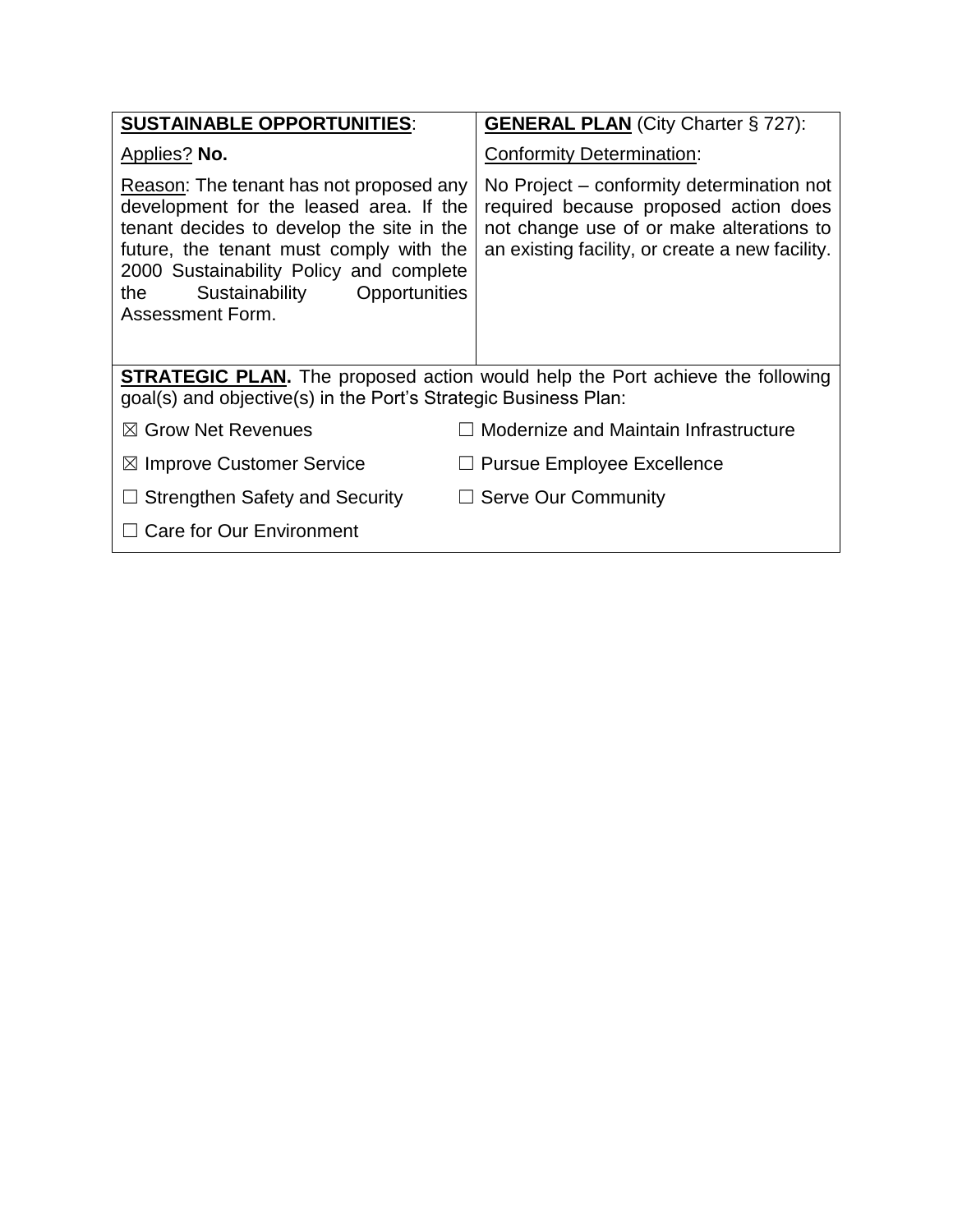| **SUSTAINABLE OPPORTUNITIES**: | **GENERAL PLAN** (City Charter § 727): |
|---|---|
| Applies? **No.**<br><br>Reason: The tenant has not proposed any development for the leased area. If the tenant decides to develop the site in the future, the tenant must comply with the 2000 Sustainability Policy and complete the Sustainability Opportunities Assessment Form. | Conformity Determination:<br><br>No Project – conformity determination not required because proposed action does not change use of or make alterations to an existing facility, or create a new facility. |

**STRATEGIC PLAN.** The proposed action would help the Port achieve the following goal(s) and objective(s) in the Port's Strategic Business Plan:

- ☒ Grow Net Revenues
- ☐ Modernize and Maintain Infrastructure
- ☒ Improve Customer Service
- ☐ Pursue Employee Excellence
- ☐ Strengthen Safety and Security
- ☐ Serve Our Community
- ☐ Care for Our Environment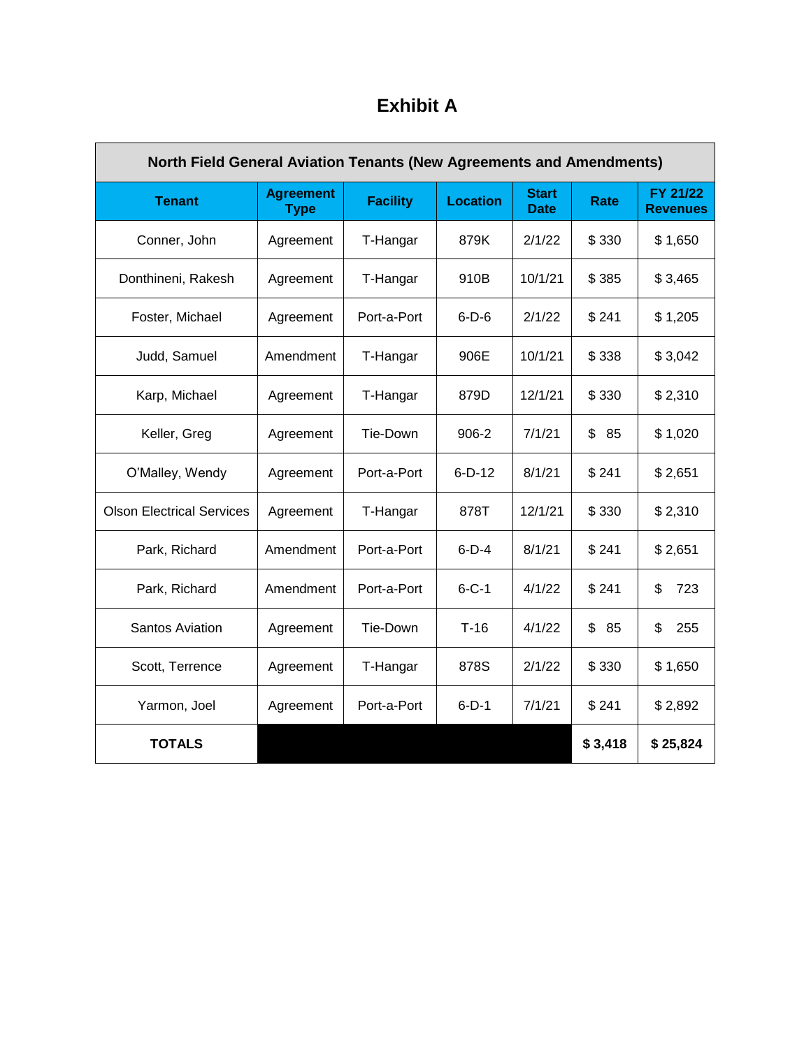# Exhibit A

| North Field General Aviation Tenants (New Agreements and Amendments) | | | | | | |
|---|---|---|---|---|---|---|
| **Tenant** | **Agreement Type** | **Facility** | **Location** | **Start Date** | **Rate** | **FY 21/22 Revenues** |
| Conner, John | Agreement | T-Hangar | 879K | 2/1/22 | $ 330 | $ 1,650 |
| Donthineni, Rakesh | Agreement | T-Hangar | 910B | 10/1/21 | $ 385 | $ 3,465 |
| Foster, Michael | Agreement | Port-a-Port | 6-D-6 | 2/1/22 | $ 241 | $ 1,205 |
| Judd, Samuel | Amendment | T-Hangar | 906E | 10/1/21 | $ 338 | $ 3,042 |
| Karp, Michael | Agreement | T-Hangar | 879D | 12/1/21 | $ 330 | $ 2,310 |
| Keller, Greg | Agreement | Tie-Down | 906-2 | 7/1/21 | $ 85 | $ 1,020 |
| O'Malley, Wendy | Agreement | Port-a-Port | 6-D-12 | 8/1/21 | $ 241 | $ 2,651 |
| Olson Electrical Services | Agreement | T-Hangar | 878T | 12/1/21 | $ 330 | $ 2,310 |
| Park, Richard | Amendment | Port-a-Port | 6-D-4 | 8/1/21 | $ 241 | $ 2,651 |
| Park, Richard | Amendment | Port-a-Port | 6-C-1 | 4/1/22 | $ 241 | $ 723 |
| Santos Aviation | Agreement | Tie-Down | T-16 | 4/1/22 | $ 85 | $ 255 |
| Scott, Terrence | Agreement | T-Hangar | 878S | 2/1/22 | $ 330 | $ 1,650 |
| Yarmon, Joel | Agreement | Port-a-Port | 6-D-1 | 7/1/21 | $ 241 | $ 2,892 |
| **TOTALS** | | | | | **$ 3,418** | **$ 25,824** |